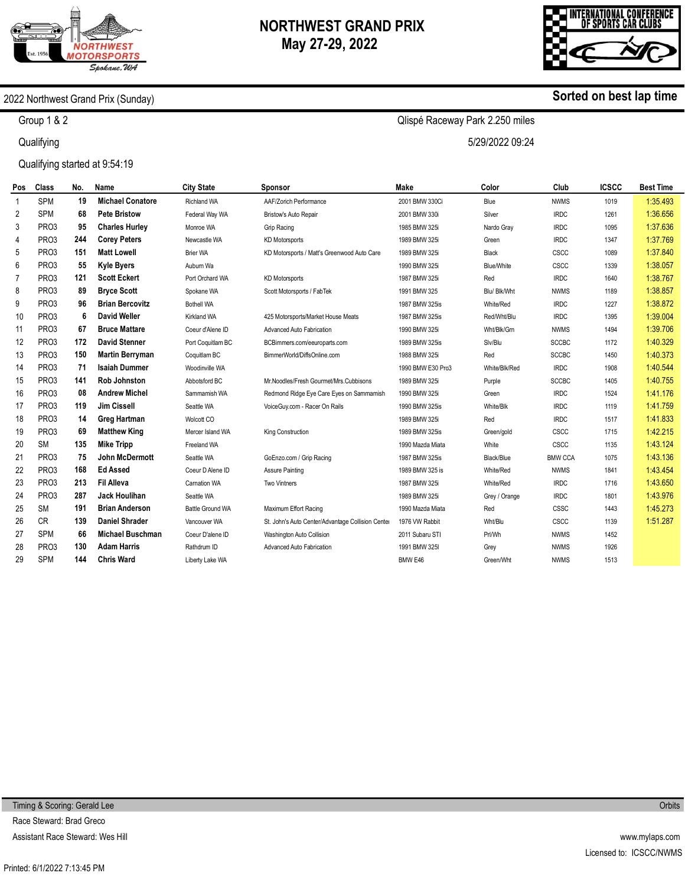# NORTHWEST GRAND PRIX
## May 27-29, 2022

NORTHWEST MOTORSPORTS
Est. 1956
Spokane, WA

INTERNATIONAL CONFERENCE OF SPORTS CAR CLUBS

2022 Northwest Grand Prix (Sunday)

**Sorted on best lap time**

Group 1 & 2

Qualifying

Qualifying started at 9:54:19

Qlispé Raceway Park 2.250 miles

5/29/2022 09:24

| Pos | Class | No. | Name | City State | Sponsor | Make | Color | Club | ICSCC | Best Time |
|---|---|---|---|---|---|---|---|---|---|---|
| 1 | SPM | 19 | **Michael Conatore** | Richland WA | AAF/Zorich Performance | 2001 BMW 330Ci | Blue | NWMS | 1019 | 1:35.493 |
| 2 | SPM | 68 | **Pete Bristow** | Federal Way WA | Bristow's Auto Repair | 2001 BMW 330i | Silver | IRDC | 1261 | 1:36.656 |
| 3 | PRO3 | 95 | **Charles Hurley** | Monroe WA | Grip Racing | 1985 BMW 325i | Nardo Gray | IRDC | 1095 | 1:37.636 |
| 4 | PRO3 | 244 | **Corey Peters** | Newcastle WA | KD Motorsports | 1989 BMW 325i | Green | IRDC | 1347 | 1:37.769 |
| 5 | PRO3 | 151 | **Matt Lowell** | Brier WA | KD Motorsports / Matt's Greenwood Auto Care | 1989 BMW 325i | Black | CSCC | 1089 | 1:37.840 |
| 6 | PRO3 | 55 | **Kyle Byers** | Auburn Wa | | 1990 BMW 325i | Blue/White | CSCC | 1339 | 1:38.057 |
| 7 | PRO3 | 121 | **Scott Eckert** | Port Orchard WA | KD Motorsports | 1987 BMW 325i | Red | IRDC | 1640 | 1:38.767 |
| 8 | PRO3 | 89 | **Bryce Scott** | Spokane WA | Scott Motorsports / FabTek | 1991 BMW 325 | Blu/ Blk/Wht | NWMS | 1189 | 1:38.857 |
| 9 | PRO3 | 96 | **Brian Bercovitz** | Bothell WA | | 1987 BMW 325is | White/Red | IRDC | 1227 | 1:38.872 |
| 10 | PRO3 | 6 | **David Weller** | Kirkland WA | 425 Motorsports/Market House Meats | 1987 BMW 325is | Red/Wht/Blu | IRDC | 1395 | 1:39.004 |
| 11 | PRO3 | 67 | **Bruce Mattare** | Coeur d'Alene ID | Advanced Auto Fabrication | 1990 BMW 325i | Wht/Blk/Grn | NWMS | 1494 | 1:39.706 |
| 12 | PRO3 | 172 | **David Stenner** | Port Coquitlam BC | BCBimmers.com/eeuroparts.com | 1989 BMW 325is | Slv/Blu | SCCBC | 1172 | 1:40.329 |
| 13 | PRO3 | 150 | **Martin Berryman** | Coquitlam BC | BimmerWorld/DiffsOnline.com | 1988 BMW 325i | Red | SCCBC | 1450 | 1:40.373 |
| 14 | PRO3 | 71 | **Isaiah Dummer** | Woodinville WA | | 1990 BMW E30 Pro3 | White/Blk/Red | IRDC | 1908 | 1:40.544 |
| 15 | PRO3 | 141 | **Rob Johnston** | Abbotsford BC | Mr.Noodles/Fresh Gourmet/Mrs.Cubbisons | 1989 BMW 325i | Purple | SCCBC | 1405 | 1:40.755 |
| 16 | PRO3 | 08 | **Andrew Michel** | Sammamish WA | Redmond Ridge Eye Care Eyes on Sammamish | 1990 BMW 325i | Green | IRDC | 1524 | 1:41.176 |
| 17 | PRO3 | 119 | **Jim Cissell** | Seattle WA | VoiceGuy.com - Racer On Rails | 1990 BMW 325is | White/Blk | IRDC | 1119 | 1:41.759 |
| 18 | PRO3 | 14 | **Greg Hartman** | Wolcott CO | | 1989 BMW 325i | Red | IRDC | 1517 | 1:41.833 |
| 19 | PRO3 | 69 | **Matthew King** | Mercer Island WA | King Construction | 1989 BMW 325is | Green/gold | CSCC | 1715 | 1:42.215 |
| 20 | SM | 135 | **Mike Tripp** | Freeland WA | | 1990 Mazda Miata | White | CSCC | 1135 | 1:43.124 |
| 21 | PRO3 | 75 | **John McDermott** | Seattle WA | GoEnzo.com / Grip Racing | 1987 BMW 325is | Black/Blue | BMW CCA | 1075 | 1:43.136 |
| 22 | PRO3 | 168 | **Ed Assed** | Coeur D Alene ID | Assure Painting | 1989 BMW 325 is | White/Red | NWMS | 1841 | 1:43.454 |
| 23 | PRO3 | 213 | **Fil Alleva** | Carnation WA | Two Vintners | 1987 BMW 325i | White/Red | IRDC | 1716 | 1:43.650 |
| 24 | PRO3 | 287 | **Jack Houlihan** | Seattle WA | | 1989 BMW 325i | Grey / Orange | IRDC | 1801 | 1:43.976 |
| 25 | SM | 191 | **Brian Anderson** | Battle Ground WA | Maximum Effort Racing | 1990 Mazda Miata | Red | CSSC | 1443 | 1:45.273 |
| 26 | CR | 139 | **Daniel Shrader** | Vancouver WA | St. John's Auto Center/Advantage Collision Center | 1976 VW Rabbit | Wht/Blu | CSCC | 1139 | 1:51.287 |
| 27 | SPM | 66 | **Michael Buschman** | Coeur D'alene ID | Washington Auto Collision | 2011 Subaru STI | Prl/Wh | NWMS | 1452 | |
| 28 | PRO3 | 130 | **Adam Harris** | Rathdrum ID | Advanced Auto Fabrication | 1991 BMW 325I | Grey | NWMS | 1926 | |
| 29 | SPM | 144 | **Chris Ward** | Liberty Lake WA | | BMW E46 | Green/Wht | NWMS | 1513 | |

Timing & Scoring: Gerald Lee

Race Steward: Brad Greco

Assistant Race Steward: Wes Hill

Orbits

www.mylaps.com

Licensed to: ICSCC/NWMS

Printed: 6/1/2022 7:13:45 PM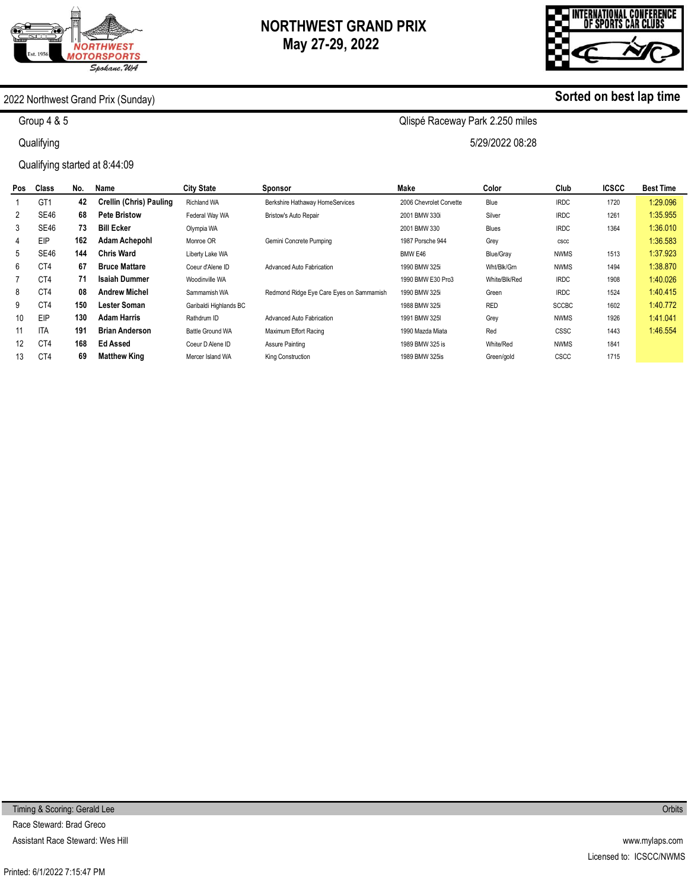# NORTHWEST GRAND PRIX
## May 27-29, 2022

NORTHWEST MOTORSPORTS  
Est. 1956  
Spokane, WA

INTERNATIONAL CONFERENCE OF SPORTS CAR CLUBS

2022 Northwest Grand Prix (Sunday)

**Sorted on best lap time**

Group 4 & 5

Qualifying

Qualifying started at 8:44:09

Qlispé Raceway Park 2.250 miles

5/29/2022 08:28

| Pos | Class | No. | Name | City State | Sponsor | Make | Color | Club | ICSCC | Best Time |
|---|---|---|---|---|---|---|---|---|---|---|
| 1 | GT1 | 42 | **Crellin (Chris) Pauling** | Richland WA | Berkshire Hathaway HomeServices | 2006 Chevrolet Corvette | Blue | IRDC | 1720 | 1:29.096 |
| 2 | SE46 | 68 | **Pete Bristow** | Federal Way WA | Bristow's Auto Repair | 2001 BMW 330i | Silver | IRDC | 1261 | 1:35.955 |
| 3 | SE46 | 73 | **Bill Ecker** | Olympia WA | | 2001 BMW 330 | Blues | IRDC | 1364 | 1:36.010 |
| 4 | EIP | 162 | **Adam Achepohl** | Monroe OR | Gemini Concrete Pumping | 1987 Porsche 944 | Grey | cscc | | 1:36.583 |
| 5 | SE46 | 144 | **Chris Ward** | Liberty Lake WA | | BMW E46 | Blue/Gray | NWMS | 1513 | 1:37.923 |
| 6 | CT4 | 67 | **Bruce Mattare** | Coeur d'Alene ID | Advanced Auto Fabrication | 1990 BMW 325i | Wht/Blk/Grn | NWMS | 1494 | 1:38.870 |
| 7 | CT4 | 71 | **Isaiah Dummer** | Woodinville WA | | 1990 BMW E30 Pro3 | White/Blk/Red | IRDC | 1908 | 1:40.026 |
| 8 | CT4 | 08 | **Andrew Michel** | Sammamish WA | Redmond Ridge Eye Care Eyes on Sammamish | 1990 BMW 325i | Green | IRDC | 1524 | 1:40.415 |
| 9 | CT4 | 150 | **Lester Soman** | Garibaldi Highlands BC | | 1988 BMW 325i | RED | SCCBC | 1602 | 1:40.772 |
| 10 | EIP | 130 | **Adam Harris** | Rathdrum ID | Advanced Auto Fabrication | 1991 BMW 325I | Grey | NWMS | 1926 | 1:41.041 |
| 11 | ITA | 191 | **Brian Anderson** | Battle Ground WA | Maximum Effort Racing | 1990 Mazda Miata | Red | CSSC | 1443 | 1:46.554 |
| 12 | CT4 | 168 | **Ed Assed** | Coeur D Alene ID | Assure Painting | 1989 BMW 325 is | White/Red | NWMS | 1841 | |
| 13 | CT4 | 69 | **Matthew King** | Mercer Island WA | King Construction | 1989 BMW 325is | Green/gold | CSCC | 1715 | |

Timing & Scoring: Gerald Lee

Race Steward: Brad Greco

Assistant Race Steward: Wes Hill

Orbits

www.mylaps.com

Licensed to: ICSCC/NWMS

Printed: 6/1/2022 7:15:47 PM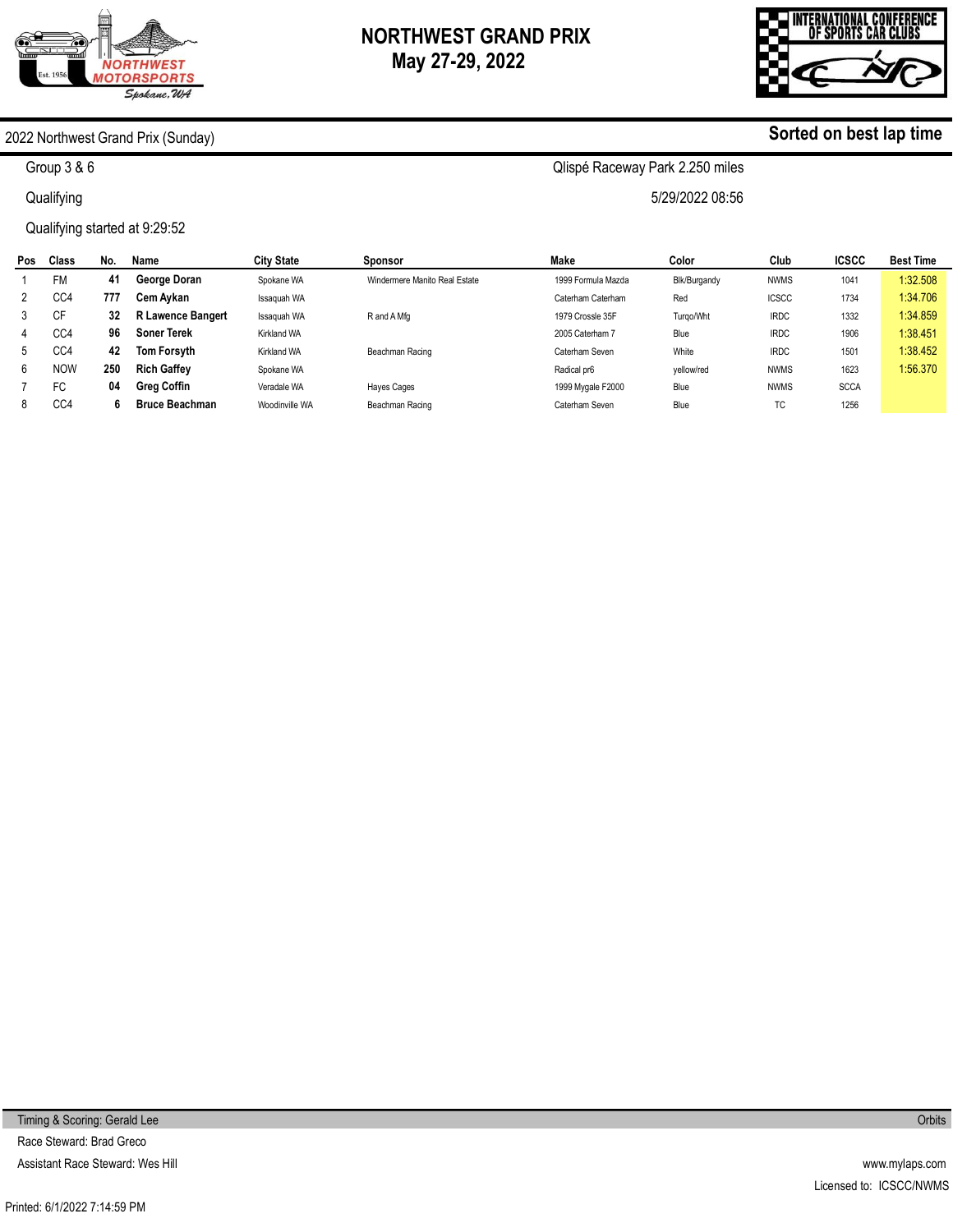# NORTHWEST GRAND PRIX
## May 27-29, 2022

2022 Northwest Grand Prix (Sunday)

**Sorted on best lap time**

Group 3 & 6

Qlispé Raceway Park 2.250 miles

Qualifying

5/29/2022 08:56

Qualifying started at 9:29:52

| Pos | Class | No. | Name | City State | Sponsor | Make | Color | Club | ICSCC | Best Time |
|---|---|---|---|---|---|---|---|---|---|---|
| 1 | FM | 41 | George Doran | Spokane WA | Windermere Manito Real Estate | 1999 Formula Mazda | Blk/Burgandy | NWMS | 1041 | 1:32.508 |
| 2 | CC4 | 777 | Cem Aykan | Issaquah WA | | Caterham Caterham | Red | ICSCC | 1734 | 1:34.706 |
| 3 | CF | 32 | R Lawence Bangert | Issaquah WA | R and A Mfg | 1979 Crossle 35F | Turqo/Wht | IRDC | 1332 | 1:34.859 |
| 4 | CC4 | 96 | Soner Terek | Kirkland WA | | 2005 Caterham 7 | Blue | IRDC | 1906 | 1:38.451 |
| 5 | CC4 | 42 | Tom Forsyth | Kirkland WA | Beachman Racing | Caterham Seven | White | IRDC | 1501 | 1:38.452 |
| 6 | NOW | 250 | Rich Gaffey | Spokane WA | | Radical pr6 | yellow/red | NWMS | 1623 | 1:56.370 |
| 7 | FC | 04 | Greg Coffin | Veradale WA | Hayes Cages | 1999 Mygale F2000 | Blue | NWMS | SCCA | |
| 8 | CC4 | 6 | Bruce Beachman | Woodinville WA | Beachman Racing | Caterham Seven | Blue | TC | 1256 | |

Timing & Scoring: Gerald Lee

Orbits

Race Steward: Brad Greco

Assistant Race Steward: Wes Hill

www.mylaps.com

Licensed to: ICSCC/NWMS

Printed: 6/1/2022 7:14:59 PM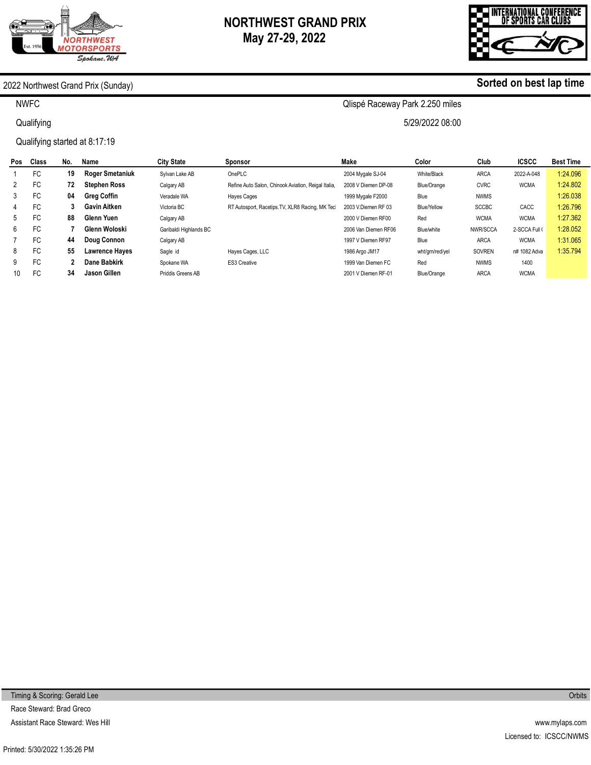# NORTHWEST GRAND PRIX
## May 27-29, 2022

NORTHWEST MOTORSPORTS
Est. 1956
Spokane, WA

INTERNATIONAL CONFERENCE OF SPORTS CAR CLUBS

2022 Northwest Grand Prix (Sunday)

**Sorted on best lap time**

NWFC

Qualifying

Qualifying started at 8:17:19

Qlispé Raceway Park 2.250 miles

5/29/2022 08:00

| Pos | Class | No. | Name | City State | Sponsor | Make | Color | Club | ICSCC | Best Time |
|---|---|---|---|---|---|---|---|---|---|---|
| 1 | FC | 19 | **Roger Smetaniuk** | Sylvan Lake AB | OnePLC | 2004 Mygale SJ-04 | White/Black | ARCA | 2022-A-048 | 1:24.096 |
| 2 | FC | 72 | **Stephen Ross** | Calgary AB | Refine Auto Salon, Chinook Aviation, Reigal Italia, | 2008 V Diemen DP-08 | Blue/Orange | CVRC | WCMA | 1:24.802 |
| 3 | FC | 04 | **Greg Coffin** | Veradale WA | Hayes Cages | 1999 Mygale F2000 | Blue | NWMS | | 1:26.038 |
| 4 | FC | 3 | **Gavin Aitken** | Victoria BC | RT Autosport, Racetips.TV, XLR8 Racing, MK Tecl | 2003 V.Diemen RF 03 | Blue/Yellow | SCCBC | CACC | 1:26.796 |
| 5 | FC | 88 | **Glenn Yuen** | Calgary AB | | 2000 V Diemen RF00 | Red | WCMA | WCMA | 1:27.362 |
| 6 | FC | 7 | **Glenn Woloski** | Garibaldi Highlands BC | | 2006 Van Diemen RF06 | Blue/white | NWR/SCCA | 2-SCCA Full ( | 1:28.052 |
| 7 | FC | 44 | **Doug Connon** | Calgary AB | | 1997 V Diemen RF97 | Blue | ARCA | WCMA | 1:31.065 |
| 8 | FC | 55 | **Lawrence Hayes** | Sagle id | Hayes Cages, LLC | 1986 Argo JM17 | wht/grn/red/yel | SOVREN | n# 1082 Adva | 1:35.794 |
| 9 | FC | 2 | **Dane Babkirk** | Spokane WA | ES3 Creative | 1999 Van Diemen FC | Red | NWMS | 1400 | |
| 10 | FC | 34 | **Jason Gillen** | Priddis Greens AB | | 2001 V Diemen RF-01 | Blue/Orange | ARCA | WCMA | |

Timing & Scoring: Gerald Lee

Race Steward: Brad Greco

Assistant Race Steward: Wes Hill

Orbits

www.mylaps.com

Licensed to: ICSCC/NWMS

Printed: 5/30/2022 1:35:26 PM